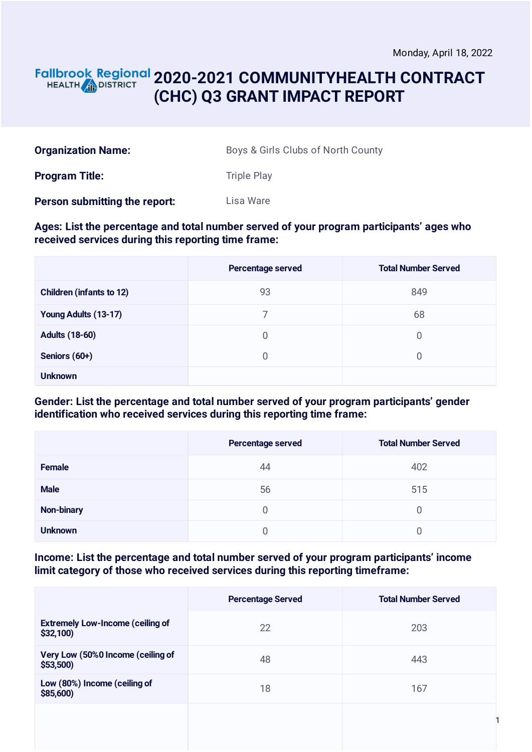Monday, April 18, 2022

Fallbrook Regional HEALTH DISTRICT

# 2020-2021 COMMUNITYHEALTH CONTRACT (CHC) Q3 GRANT IMPACT REPORT

**Organization Name:** Boys & Girls Clubs of North County

**Program Title:** Triple Play

**Person submitting the report:** Lisa Ware

**Ages: List the percentage and total number served of your program participants' ages who received services during this reporting time frame:**

| | Percentage served | Total Number Served |
|---|---|---|
| **Children (infants to 12)** | 93 | 849 |
| **Young Adults (13-17)** | 7 | 68 |
| **Adults (18-60)** | 0 | 0 |
| **Seniors (60+)** | 0 | 0 |
| **Unknown** | | |

**Gender: List the percentage and total number served of your program participants' gender identification who received services during this reporting time frame:**

| | Percentage served | Total Number Served |
|---|---|---|
| **Female** | 44 | 402 |
| **Male** | 56 | 515 |
| **Non-binary** | 0 | 0 |
| **Unknown** | 0 | 0 |

**Income: List the percentage and total number served of your program participants' income limit category of those who received services during this reporting timeframe:**

| | Percentage Served | Total Number Served |
|---|---|---|
| **Extremely Low-Income (ceiling of $32,100)** | 22 | 203 |
| **Very Low (50%0 Income (ceiling of $53,500)** | 48 | 443 |
| **Low (80%) Income (ceiling of $85,600)** | 18 | 167 |
| | | |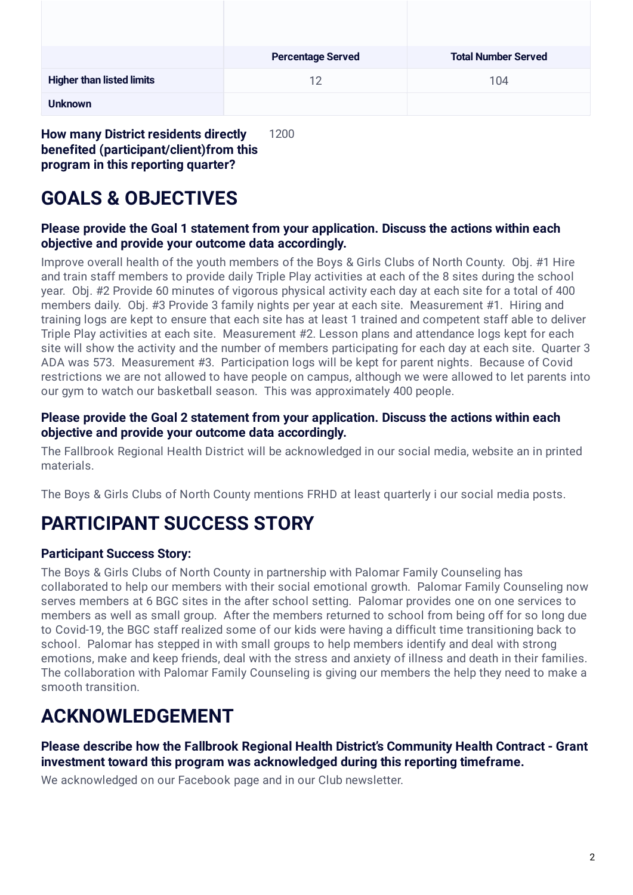| | Percentage Served | Total Number Served |
|---|---|---|
| **Higher than listed limits** | 12 | 104 |
| **Unknown** | | |

**How many District residents directly benefited (participant/client)from this program in this reporting quarter?** 1200

# GOALS & OBJECTIVES

### Please provide the Goal 1 statement from your application. Discuss the actions within each objective and provide your outcome data accordingly.

Improve overall health of the youth members of the Boys & Girls Clubs of North County. Obj. #1 Hire and train staff members to provide daily Triple Play activities at each of the 8 sites during the school year. Obj. #2 Provide 60 minutes of vigorous physical activity each day at each site for a total of 400 members daily. Obj. #3 Provide 3 family nights per year at each site. Measurement #1. Hiring and training logs are kept to ensure that each site has at least 1 trained and competent staff able to deliver Triple Play activities at each site. Measurement #2. Lesson plans and attendance logs kept for each site will show the activity and the number of members participating for each day at each site. Quarter 3 ADA was 573. Measurement #3. Participation logs will be kept for parent nights. Because of Covid restrictions we are not allowed to have people on campus, although we were allowed to let parents into our gym to watch our basketball season. This was approximately 400 people.

### Please provide the Goal 2 statement from your application. Discuss the actions within each objective and provide your outcome data accordingly.

The Fallbrook Regional Health District will be acknowledged in our social media, website an in printed materials.

The Boys & Girls Clubs of North County mentions FRHD at least quarterly i our social media posts.

# PARTICIPANT SUCCESS STORY

### Participant Success Story:

The Boys & Girls Clubs of North County in partnership with Palomar Family Counseling has collaborated to help our members with their social emotional growth. Palomar Family Counseling now serves members at 6 BGC sites in the after school setting. Palomar provides one on one services to members as well as small group. After the members returned to school from being off for so long due to Covid-19, the BGC staff realized some of our kids were having a difficult time transitioning back to school. Palomar has stepped in with small groups to help members identify and deal with strong emotions, make and keep friends, deal with the stress and anxiety of illness and death in their families. The collaboration with Palomar Family Counseling is giving our members the help they need to make a smooth transition.

# ACKNOWLEDGEMENT

### Please describe how the Fallbrook Regional Health District's Community Health Contract - Grant investment toward this program was acknowledged during this reporting timeframe.

We acknowledged on our Facebook page and in our Club newsletter.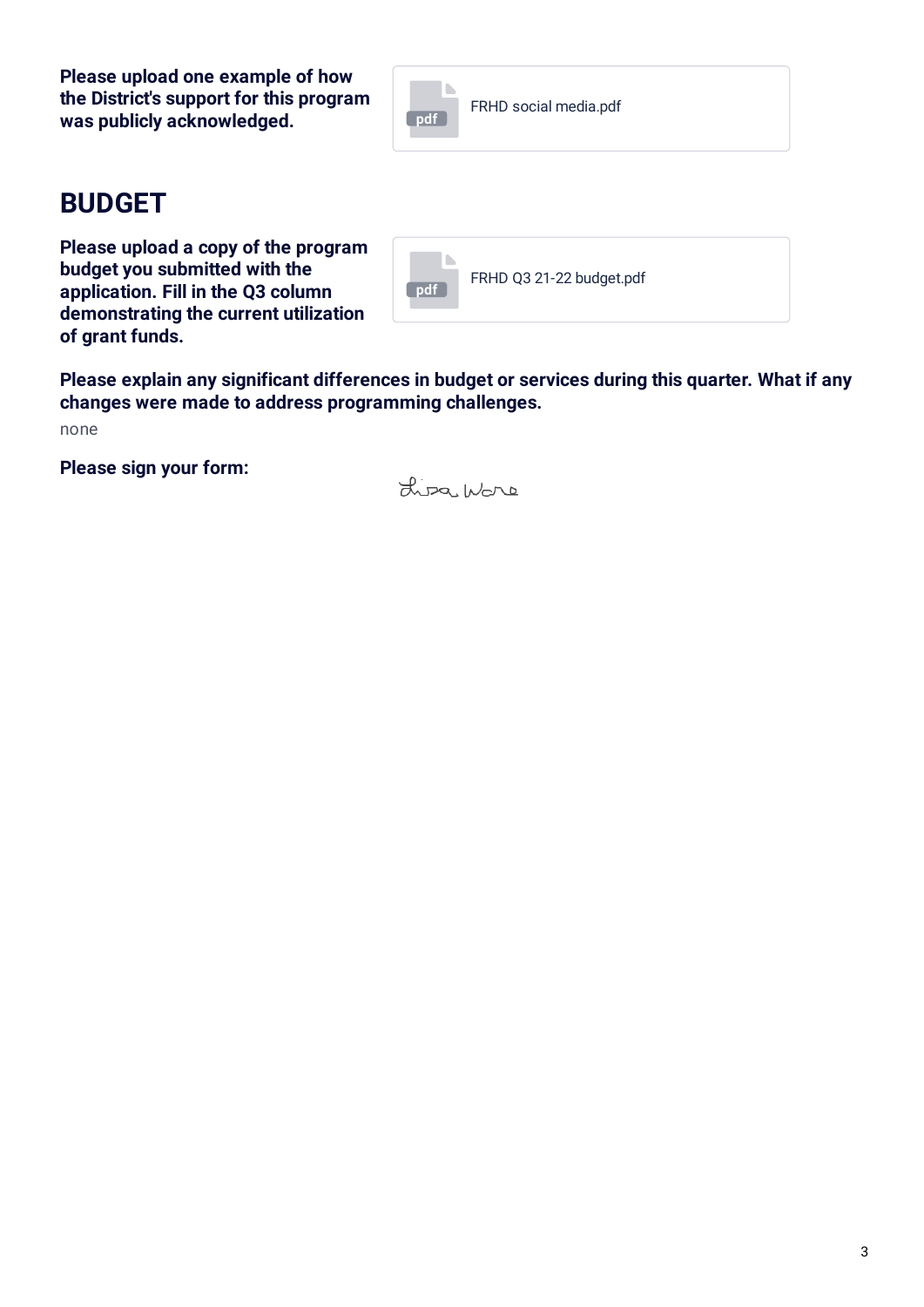**Please upload one example of how the District's support for this program was publicly acknowledged.**

FRHD social media.pdf

## BUDGET

**Please upload a copy of the program budget you submitted with the application. Fill in the Q3 column demonstrating the current utilization of grant funds.**

FRHD Q3 21-22 budget.pdf

**Please explain any significant differences in budget or services during this quarter. What if any changes were made to address programming challenges.**

none

**Please sign your form:**

Lisa Ware